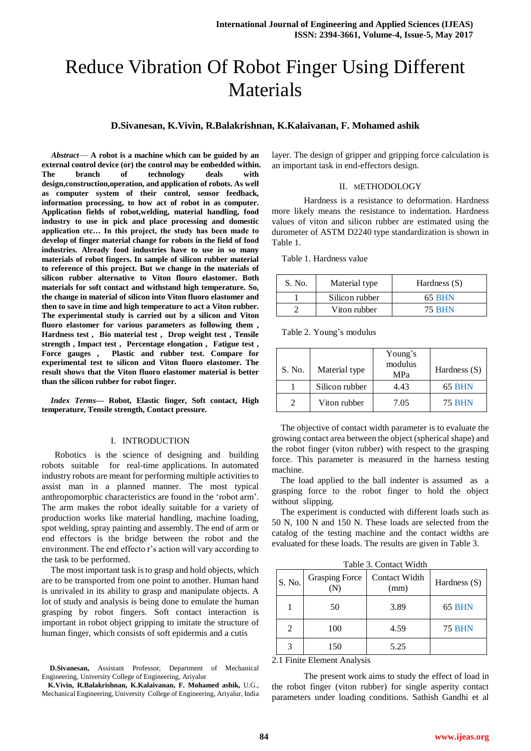# Reduce Vibration Of Robot Finger Using Different Materials

**D.Sivanesan, K.Vivin, R.Balakrishnan, K.Kalaivanan, F. Mohamed ashik**

***Abstract*— A robot is a machine which can be guided by an external control device (or) the control may be embedded within. The branch of technology deals with design,construction,operation, and application of robots. As well as computer system of their control, sensor feedback, information processing, to how act of robot in as computer. Application fields of robot,welding, material handling, food industry to use in pick and place processing and domestic application etc… In this project, the study has been made to develop of finger material change for robots in the field of food industries. Already food industries have to use in so many materials of robot fingers. In sample of silicon rubber material to reference of this project. But we change in the materials of silicon rubber alternative to Viton flouro elastomer. Both materials for soft contact and withstand high temperature. So, the change in material of silicon into Viton fluoro elastomer and then to save in time and high temperature to act a Viton rubber. The experimental study is carried out by a silicon and Viton fluoro elastomer for various parameters as following them , Hardness test , Bio material test , Drop weight test , Tensile strength , Impact test , Percentage elongation , Fatigue test , Force gauges , Plastic and rubber test. Compare for experimental test to silicon and Viton fluoro elastomer. The result shows that the Viton fluoro elastomer material is better than the silicon rubber for robot finger.**

***Index Terms*— Robot, Elastic finger, Soft contact, High temperature, Tensile strength, Contact pressure.**

## I. INTRODUCTION

Robotics is the science of designing and building robots suitable for real-time applications. In automated industry robots are meant for performing multiple activities to assist man in a planned manner. The most typical anthropomorphic characteristics are found in the 'robot arm'. The arm makes the robot ideally suitable for a variety of production works like material handling, machine loading, spot welding, spray painting and assembly. The end of arm or end effectors is the bridge between the robot and the environment. The end effecto r's action will vary according to the task to be performed.

The most important task is to grasp and hold objects, which are to be transported from one point to another. Human hand is unrivaled in its ability to grasp and manipulate objects. A lot of study and analysis is being done to emulate the human grasping by robot fingers. Soft contact interaction is important in robot object gripping to imitate the structure of human finger, which consists of soft epidermis and a cutis layer. The design of gripper and gripping force calculation is an important task in end-effectors design.

**D.Sivanesan,** Assistant Professor, Department of Mechanical Engineering, University College of Engineering, Ariyalur

**K.Vivin, R.Balakrishnan, K.Kalaivanan, F. Mohamed ashik,** U.G., Mechanical Engineering, University College of Engineering, Ariyalur, India

## II. METHODOLOGY

Hardness is a resistance to deformation. Hardness more likely means the resistance to indentation. Hardness values of viton and silicon rubber are estimated using the durometer of ASTM D2240 type standardization is shown in Table 1.

Table 1. Hardness value

| S. No. | Material type | Hardness (S) |
|---|---|---|
| 1 | Silicon rubber | 65 BHN |
| 2 | Viton rubber | 75 BHN |

Table 2. Young's modulus

| S. No. | Material type | Young's modulus MPa | Hardness (S) |
|---|---|---|---|
| 1 | Silicon rubber | 4.43 | 65 BHN |
| 2 | Viton rubber | 7.05 | 75 BHN |

The objective of contact width parameter is to evaluate the growing contact area between the object (spherical shape) and the robot finger (viton rubber) with respect to the grasping force. This parameter is measured in the harness testing machine.

The load applied to the ball indenter is assumed as a grasping force to the robot finger to hold the object without slipping.

The experiment is conducted with different loads such as 50 N, 100 N and 150 N. These loads are selected from the catalog of the testing machine and the contact widths are evaluated for these loads. The results are given in Table 3.

Table 3. Contact Width

| S. No. | Grasping Force (N) | Contact Width (mm) | Hardness (S) |
|---|---|---|---|
| 1 | 50 | 3.89 | 65 BHN |
| 2 | 100 | 4.59 | 75 BHN |
| 3 | 150 | 5.25 | |

### 2.1 Finite Element Analysis

The present work aims to study the effect of load in the robot finger (viton rubber) for single asperity contact parameters under loading conditions. Sathish Gandhi et al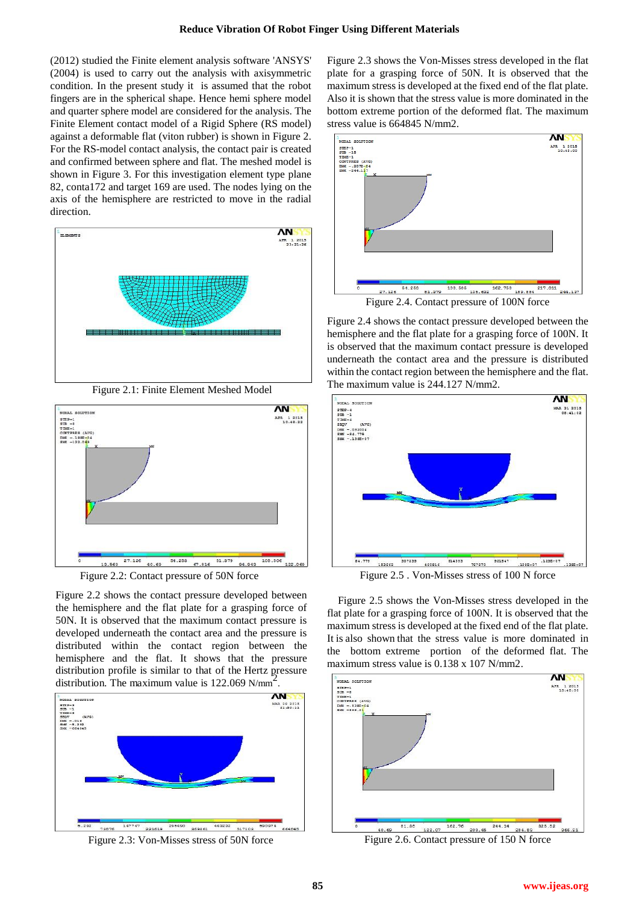(2012) studied the Finite element analysis software 'ANSYS' (2004) is used to carry out the analysis with axisymmetric condition. In the present study it is assumed that the robot fingers are in the spherical shape. Hence hemi sphere model and quarter sphere model are considered for the analysis. The Finite Element contact model of a Rigid Sphere (RS model) against a deformable flat (viton rubber) is shown in Figure 2. For the RS-model contact analysis, the contact pair is created and confirmed between sphere and flat. The meshed model is shown in Figure 3. For this investigation element type plane 82, conta172 and target 169 are used. The nodes lying on the axis of the hemisphere are restricted to move in the radial direction.

Figure 2.1: Finite Element Meshed Model

Figure 2.2: Contact pressure of 50N force

Figure 2.2 shows the contact pressure developed between the hemisphere and the flat plate for a grasping force of 50N. It is observed that the maximum contact pressure is developed underneath the contact area and the pressure is distributed within the contact region between the hemisphere and the flat. It shows that the pressure distribution profile is similar to that of the Hertz pressure distribution. The maximum value is 122.069 N/mm$^2$.

Figure 2.3: Von-Misses stress of 50N force

Figure 2.3 shows the Von-Misses stress developed in the flat plate for a grasping force of 50N. It is observed that the maximum stress is developed at the fixed end of the flat plate. Also it is shown that the stress value is more dominated in the bottom extreme portion of the deformed flat. The maximum stress value is 664845 N/mm2.

Figure 2.4. Contact pressure of 100N force

Figure 2.4 shows the contact pressure developed between the hemisphere and the flat plate for a grasping force of 100N. It is observed that the maximum contact pressure is developed underneath the contact area and the pressure is distributed within the contact region between the hemisphere and the flat. The maximum value is 244.127 N/mm2.

Figure 2.5 . Von-Misses stress of 100 N force

Figure 2.5 shows the Von-Misses stress developed in the flat plate for a grasping force of 100N. It is observed that the maximum stress is developed at the fixed end of the flat plate. It is also shown that the stress value is more dominated in the bottom extreme portion of the deformed flat. The maximum stress value is 0.138 x 107 N/mm2.

Figure 2.6. Contact pressure of 150 N force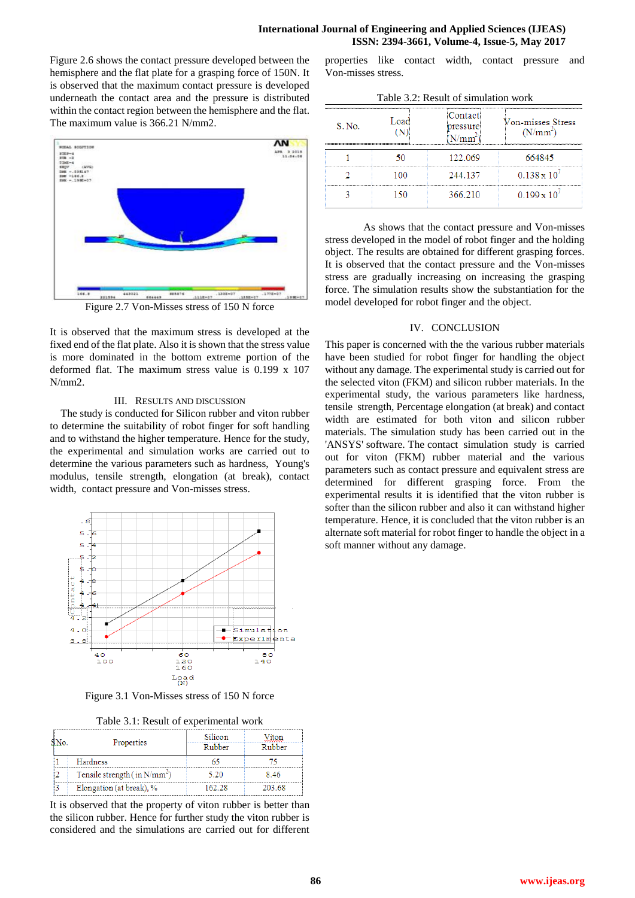Figure 2.6 shows the contact pressure developed between the hemisphere and the flat plate for a grasping force of 150N. It is observed that the maximum contact pressure is developed underneath the contact area and the pressure is distributed within the contact region between the hemisphere and the flat. The maximum value is 366.21 N/mm2.

Figure 2.7 Von-Misses stress of 150 N force

It is observed that the maximum stress is developed at the fixed end of the flat plate. Also it is shown that the stress value is more dominated in the bottom extreme portion of the deformed flat. The maximum stress value is 0.199 x 107 N/mm2.

## III. Results and Discussion

The study is conducted for Silicon rubber and viton rubber to determine the suitability of robot finger for soft handling and to withstand the higher temperature. Hence for the study, the experimental and simulation works are carried out to determine the various parameters such as hardness, Young's modulus, tensile strength, elongation (at break), contact width, contact pressure and Von-misses stress.

Simulation
Experimental
Load (N)

Figure 3.1 Von-Misses stress of 150 N force

Table 3.1: Result of experimental work

| S.No. | Properties | Silicon Rubber | Viton Rubber |
|---|---|---|---|
| 1 | Hardness | 65 | 75 |
| 2 | Tensile strength ( in $N/mm^2$) | 5.20 | 8.46 |
| 3 | Elongation (at break), % | 162.28 | 203.68 |

It is observed that the property of viton rubber is better than the silicon rubber. Hence for further study the viton rubber is considered and the simulations are carried out for different properties like contact width, contact pressure and Von-misses stress.

Table 3.2: Result of simulation work

| S. No. | Load (N) | Contact pressure ($N/mm^2$) | Von-misses Stress ($N/mm^2$) |
|---|---|---|---|
| 1 | 50 | 122.069 | 664845 |
| 2 | 100 | 244.137 | $0.138 \times 10^7$ |
| 3 | 150 | 366.210 | $0.199 \times 10^7$ |

As shows that the contact pressure and Von-misses stress developed in the model of robot finger and the holding object. The results are obtained for different grasping forces. It is observed that the contact pressure and the Von-misses stress are gradually increasing on increasing the grasping force. The simulation results show the substantiation for the model developed for robot finger and the object.

## IV. Conclusion

This paper is concerned with the the various rubber materials have been studied for robot finger for handling the object without any damage. The experimental study is carried out for the selected viton (FKM) and silicon rubber materials. In the experimental study, the various parameters like hardness, tensile strength, Percentage elongation (at break) and contact width are estimated for both viton and silicon rubber materials. The simulation study has been carried out in the 'ANSYS' software. The contact simulation study is carried out for viton (FKM) rubber material and the various parameters such as contact pressure and equivalent stress are determined for different grasping force. From the experimental results it is identified that the viton rubber is softer than the silicon rubber and also it can withstand higher temperature. Hence, it is concluded that the viton rubber is an alternate soft material for robot finger to handle the object in a soft manner without any damage.